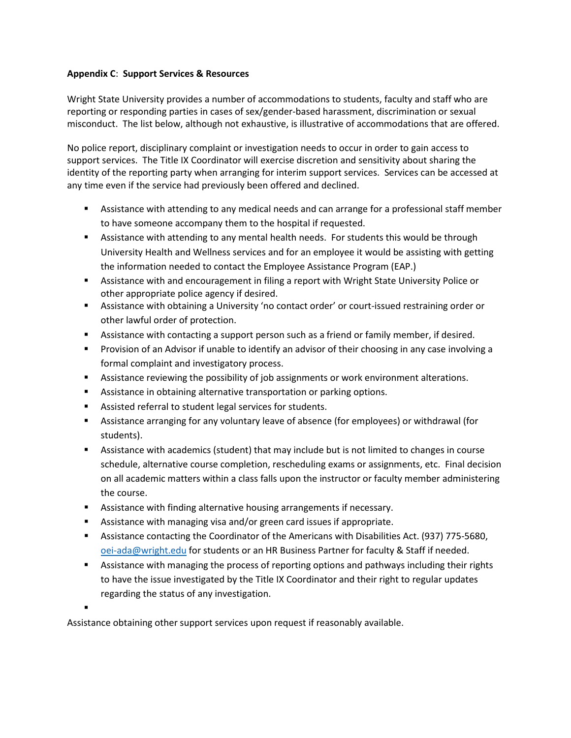**Appendix C**: **Support Services & Resources**

Wright State University provides a number of accommodations to students, faculty and staff who are reporting or responding parties in cases of sex/gender-based harassment, discrimination or sexual misconduct. The list below, although not exhaustive, is illustrative of accommodations that are offered.

No police report, disciplinary complaint or investigation needs to occur in order to gain access to support services. The Title IX Coordinator will exercise discretion and sensitivity about sharing the identity of the reporting party when arranging for interim support services. Services can be accessed at any time even if the service had previously been offered and declined.

- Assistance with attending to any medical needs and can arrange for a professional staff member to have someone accompany them to the hospital if requested.
- Assistance with attending to any mental health needs. For students this would be through University Health and Wellness services and for an employee it would be assisting with getting the information needed to contact the Employee Assistance Program (EAP.)
- Assistance with and encouragement in filing a report with Wright State University Police or other appropriate police agency if desired.
- Assistance with obtaining a University 'no contact order' or court-issued restraining order or other lawful order of protection.
- Assistance with contacting a support person such as a friend or family member, if desired.
- Provision of an Advisor if unable to identify an advisor of their choosing in any case involving a formal complaint and investigatory process.
- Assistance reviewing the possibility of job assignments or work environment alterations.
- Assistance in obtaining alternative transportation or parking options.
- Assisted referral to student legal services for students.
- Assistance arranging for any voluntary leave of absence (for employees) or withdrawal (for students).
- Assistance with academics (student) that may include but is not limited to changes in course schedule, alternative course completion, rescheduling exams or assignments, etc. Final decision on all academic matters within a class falls upon the instructor or faculty member administering the course.
- Assistance with finding alternative housing arrangements if necessary.
- Assistance with managing visa and/or green card issues if appropriate.
- Assistance contacting the Coordinator of the Americans with Disabilities Act. (937) 775-5680, oei-ada@wright.edu for students or an HR Business Partner for faculty & Staff if needed.
- Assistance with managing the process of reporting options and pathways including their rights to have the issue investigated by the Title IX Coordinator and their right to regular updates regarding the status of any investigation.
- Assistance obtaining other support services upon request if reasonably available.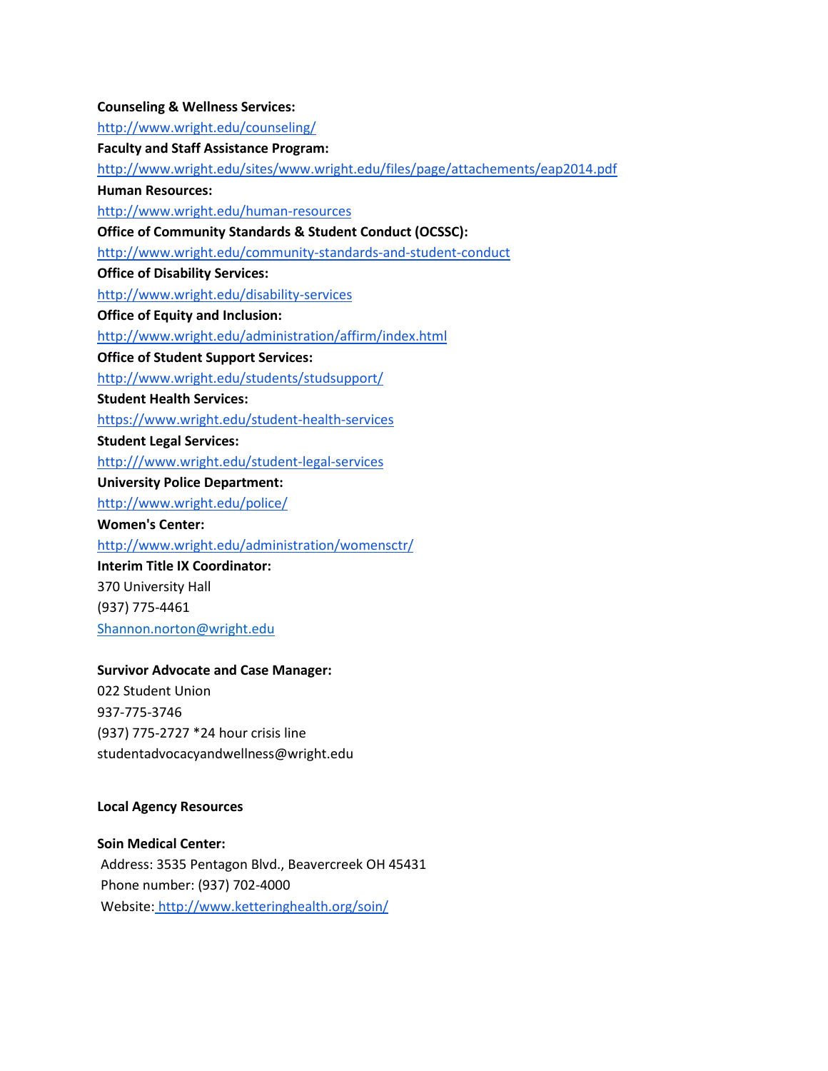**Counseling & Wellness Services:**
http://www.wright.edu/counseling/

**Faculty and Staff Assistance Program:**
http://www.wright.edu/sites/www.wright.edu/files/page/attachements/eap2014.pdf

**Human Resources:**
http://www.wright.edu/human-resources

**Office of Community Standards & Student Conduct (OCSSC):**
http://www.wright.edu/community-standards-and-student-conduct

**Office of Disability Services:**
http://www.wright.edu/disability-services

**Office of Equity and Inclusion:**
http://www.wright.edu/administration/affirm/index.html

**Office of Student Support Services:**
http://www.wright.edu/students/studsupport/

**Student Health Services:**
https://www.wright.edu/student-health-services

**Student Legal Services:**
http:///www.wright.edu/student-legal-services

**University Police Department:**
http://www.wright.edu/police/

**Women's Center:**
http://www.wright.edu/administration/womensctr/

**Interim Title IX Coordinator:**
370 University Hall
(937) 775-4461
Shannon.norton@wright.edu

**Survivor Advocate and Case Manager:**
022 Student Union
937-775-3746
(937) 775-2727 *24 hour crisis line
studentadvocacyandwellness@wright.edu

**Local Agency Resources**

**Soin Medical Center:**
Address: 3535 Pentagon Blvd., Beavercreek OH 45431
Phone number: (937) 702-4000
Website: http://www.ketteringhealth.org/soin/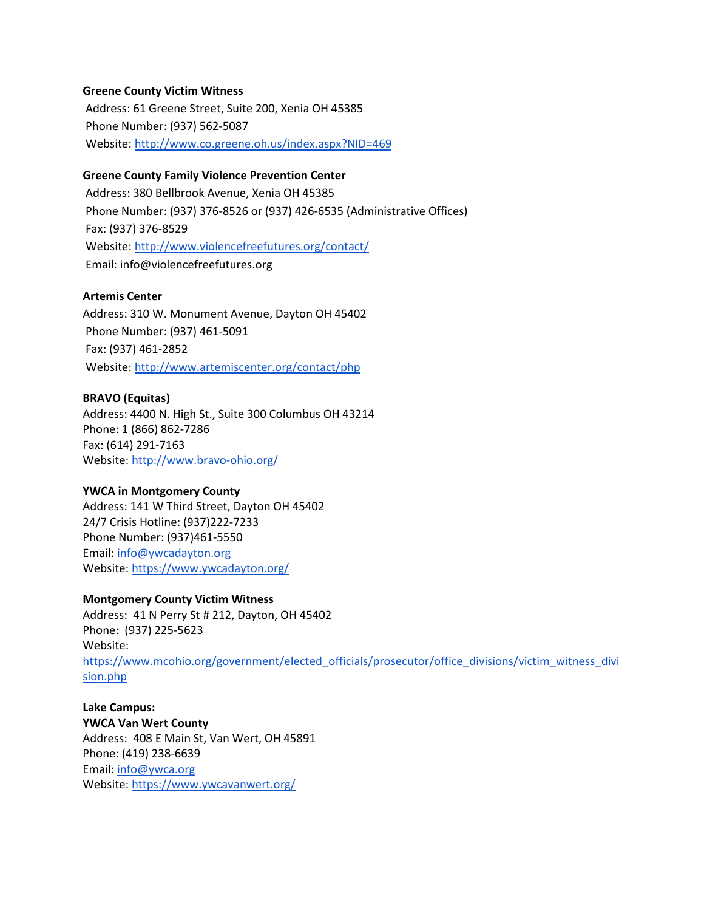**Greene County Victim Witness**
Address: 61 Greene Street, Suite 200, Xenia OH 45385
Phone Number: (937) 562-5087
Website: http://www.co.greene.oh.us/index.aspx?NID=469

**Greene County Family Violence Prevention Center**
Address: 380 Bellbrook Avenue, Xenia OH 45385
Phone Number: (937) 376-8526 or (937) 426-6535 (Administrative Offices)
Fax: (937) 376-8529
Website: http://www.violencefreefutures.org/contact/
Email: info@violencefreefutures.org

**Artemis Center**
Address: 310 W. Monument Avenue, Dayton OH 45402
Phone Number: (937) 461-5091
Fax: (937) 461-2852
Website: http://www.artemiscenter.org/contact/php

**BRAVO (Equitas)**
Address: 4400 N. High St., Suite 300 Columbus OH 43214
Phone: 1 (866) 862-7286
Fax: (614) 291-7163
Website: http://www.bravo-ohio.org/

**YWCA in Montgomery County**
Address: 141 W Third Street, Dayton OH 45402
24/7 Crisis Hotline: (937)222-7233
Phone Number: (937)461-5550
Email: info@ywcadayton.org
Website: https://www.ywcadayton.org/

**Montgomery County Victim Witness**
Address: 41 N Perry St # 212, Dayton, OH 45402
Phone: (937) 225-5623
Website:
https://www.mcohio.org/government/elected_officials/prosecutor/office_divisions/victim_witness_division.php

**Lake Campus:**
**YWCA Van Wert County**
Address: 408 E Main St, Van Wert, OH 45891
Phone: (419) 238-6639
Email: info@ywca.org
Website: https://www.ywcavanwert.org/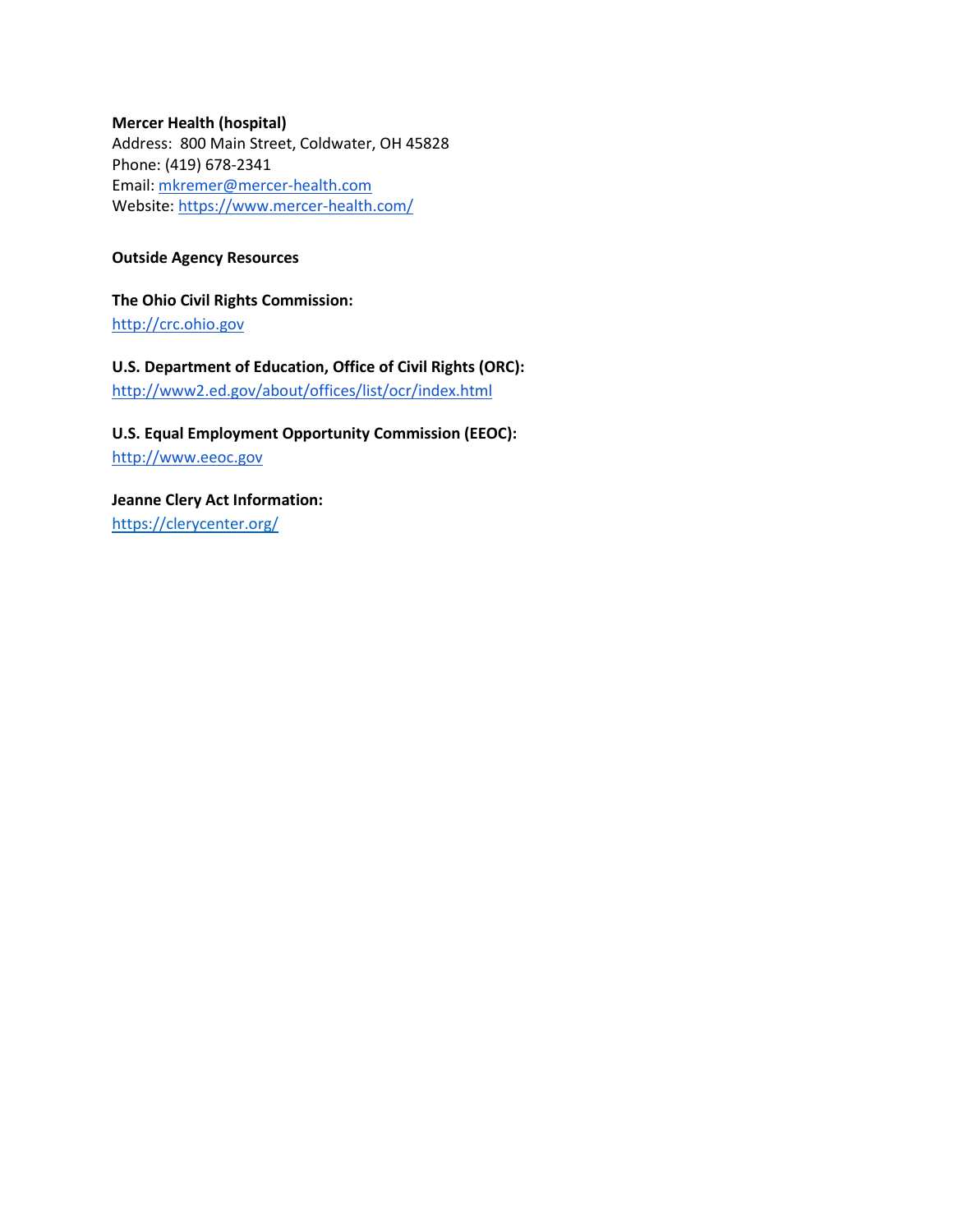**Mercer Health (hospital)**
Address: 800 Main Street, Coldwater, OH 45828
Phone: (419) 678-2341
Email: mkremer@mercer-health.com
Website: https://www.mercer-health.com/

**Outside Agency Resources**

**The Ohio Civil Rights Commission:**
http://crc.ohio.gov

**U.S. Department of Education, Office of Civil Rights (ORC):**
http://www2.ed.gov/about/offices/list/ocr/index.html

**U.S. Equal Employment Opportunity Commission (EEOC):**
http://www.eeoc.gov

**Jeanne Clery Act Information:**
https://clerycenter.org/